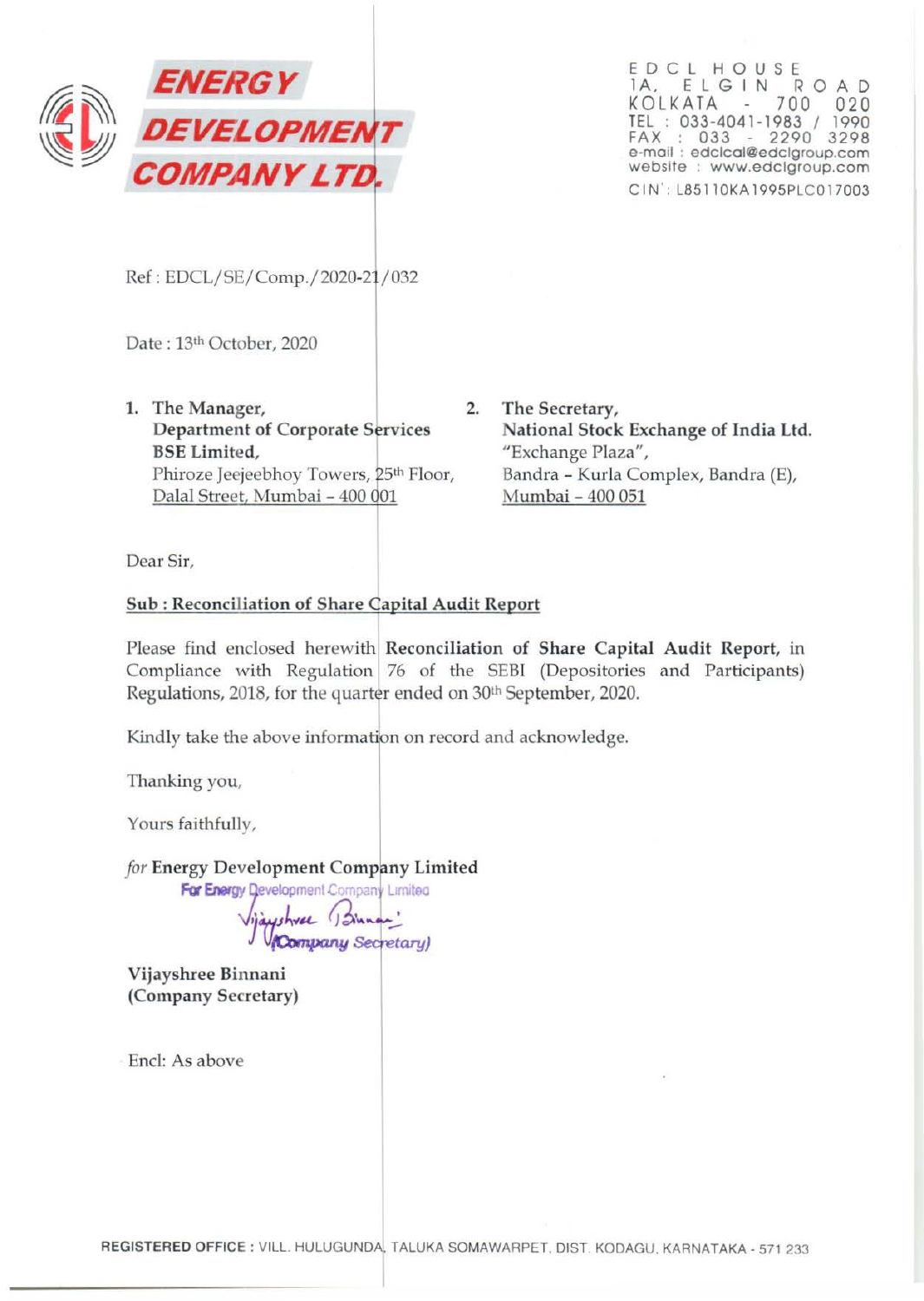# ENERGY DEVELOPMENT COMPANY LTD.

EDCL HOUSE
1A, ELGIN ROAD
KOLKATA - 700 020
TEL : 033-4041-1983 / 1990
FAX : 033 - 2290 3298
e-mail : edclcal@edclgroup.com
website : www.edclgroup.com
CIN : L85110KA1995PLC017003

Ref : EDCL/SE/Comp./2020-21/032

Date : 13th October, 2020

1. **The Manager,**
   **Department of Corporate Services**
   **BSE Limited,**
   Phiroze Jeejeebhoy Towers, 25th Floor,
   Dalal Street, Mumbai – 400 001

2. **The Secretary,**
   **National Stock Exchange of India Ltd.**
   "Exchange Plaza",
   Bandra – Kurla Complex, Bandra (E),
   Mumbai – 400 051

Dear Sir,

**Sub : Reconciliation of Share Capital Audit Report**

Please find enclosed herewith **Reconciliation of Share Capital Audit Report,** in Compliance with Regulation 76 of the SEBI (Depositories and Participants) Regulations, 2018, for the quarter ended on 30th September, 2020.

Kindly take the above information on record and acknowledge.

Thanking you,

Yours faithfully,

*for* **Energy Development Company Limited**

For Energy Development Company Limited
Vijayshree Binnani
(Company Secretary)

**Vijayshree Binnani**
**(Company Secretary)**

Encl: As above

REGISTERED OFFICE : VILL. HULUGUNDA, TALUKA SOMAWARPET, DIST. KODAGU, KARNATAKA - 571 233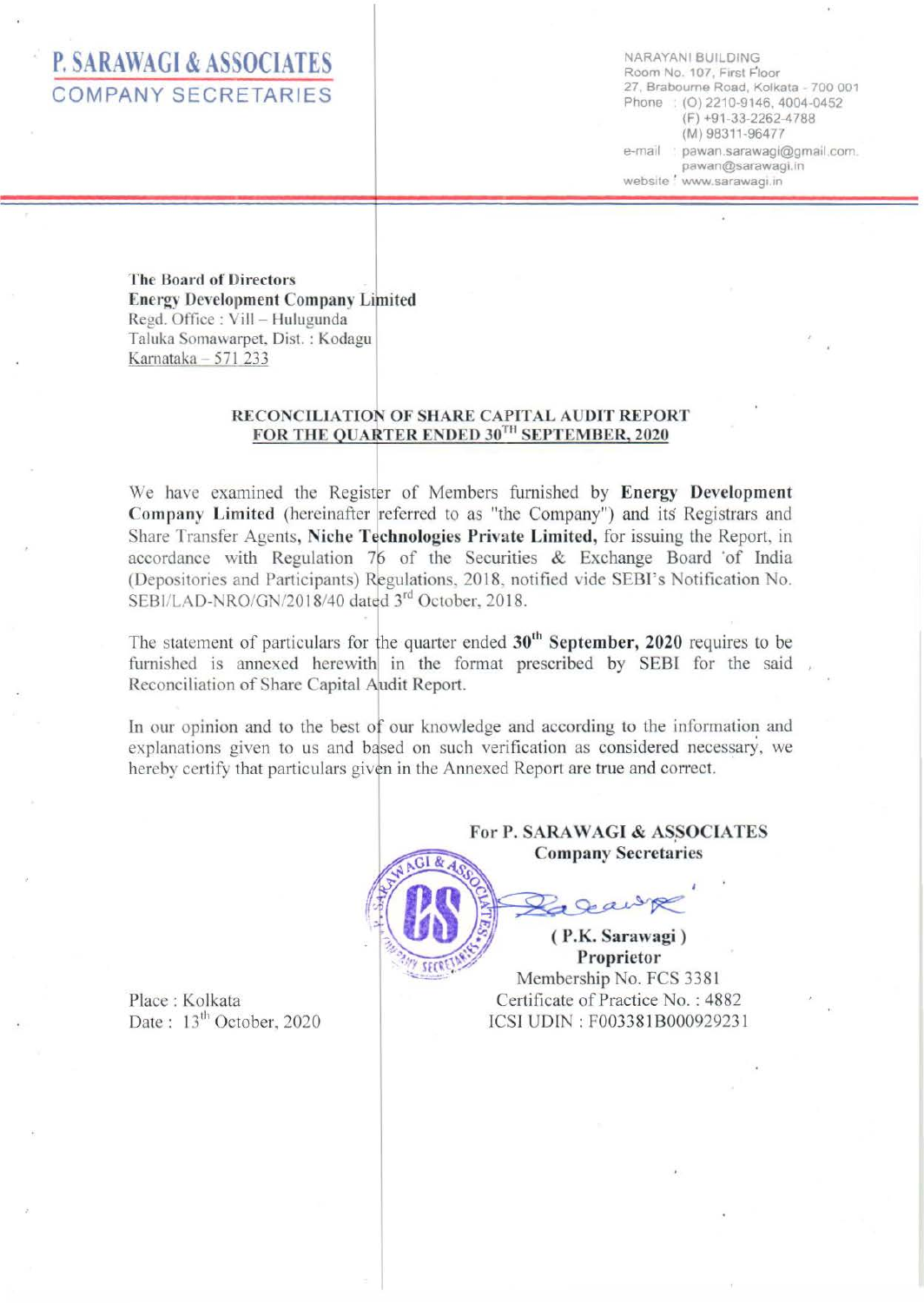# P. SARAWAGI & ASSOCIATES
## COMPANY SECRETARIES

NARAYANI BUILDING
Room No. 107, First Floor
27, Brabourne Road, Kolkata - 700 001
Phone : (O) 2210-9146, 4004-0452
(F) +91-33-2262-4788
(M) 98311-96477
e-mail : pawan.sarawagi@gmail.com, pawan@sarawagi.in
website : www.sarawagi.in

**The Board of Directors**
**Energy Development Company Limited**
Regd. Office : Vill – Hulugunda
Taluka Somawarpet, Dist. : Kodagu
Karnataka – 571 233

**RECONCILIATION OF SHARE CAPITAL AUDIT REPORT**
**FOR THE QUARTER ENDED 30TH SEPTEMBER, 2020**

We have examined the Register of Members furnished by **Energy Development Company Limited** (hereinafter referred to as "the Company") and its Registrars and Share Transfer Agents, **Niche Technologies Private Limited,** for issuing the Report, in accordance with Regulation 76 of the Securities & Exchange Board of India (Depositories and Participants) Regulations, 2018, notified vide SEBI's Notification No. SEBI/LAD-NRO/GN/2018/40 dated 3rd October, 2018.

The statement of particulars for the quarter ended **30th September, 2020** requires to be furnished is annexed herewith in the format prescribed by SEBI for the said Reconciliation of Share Capital Audit Report.

In our opinion and to the best of our knowledge and according to the information and explanations given to us and based on such verification as considered necessary, we hereby certify that particulars given in the Annexed Report are true and correct.

**For P. SARAWAGI & ASSOCIATES**
**Company Secretaries**

**( P.K. Sarawagi )**
**Proprietor**
Membership No. FCS 3381
Certificate of Practice No. : 4882
ICSI UDIN : F003381B000929231

Place : Kolkata
Date : 13th October, 2020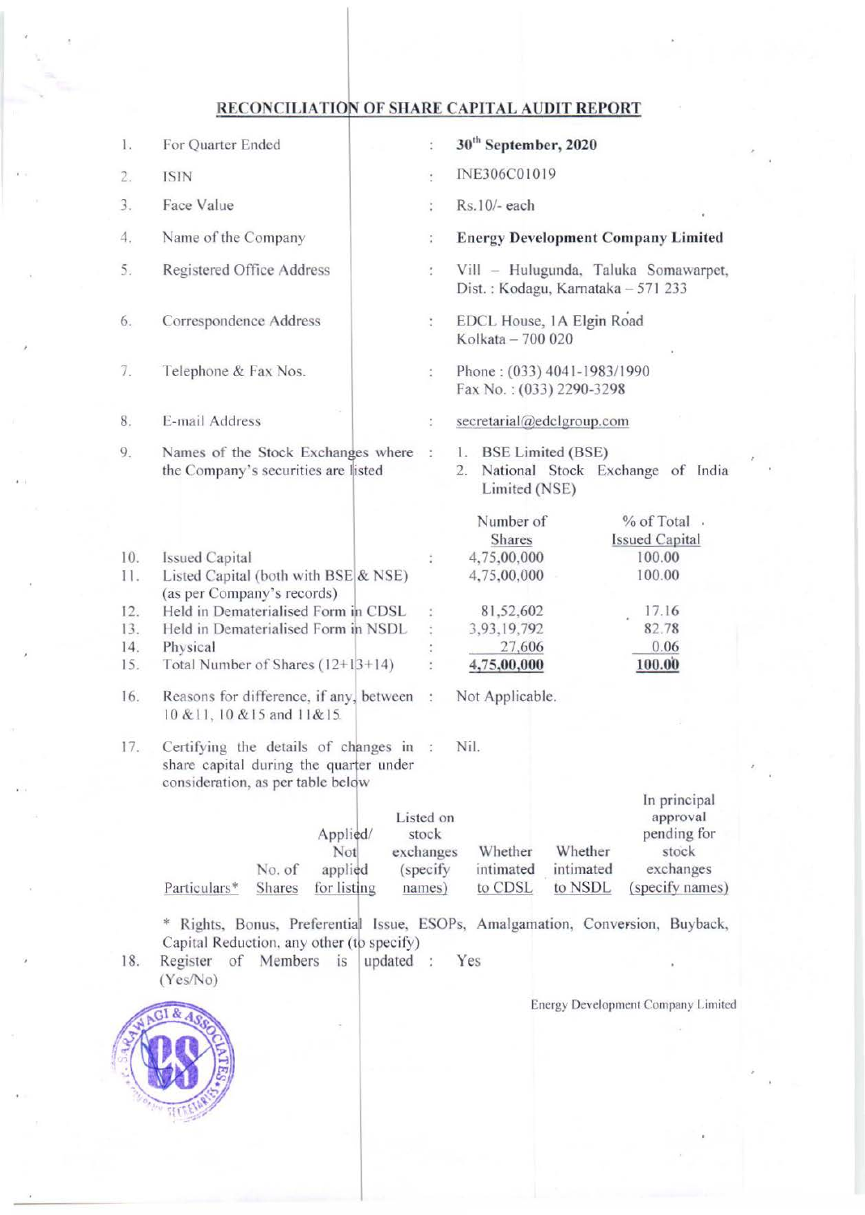## RECONCILIATION OF SHARE CAPITAL AUDIT REPORT

| | | | | |
|---|---|---|---|---|
| 1. | For Quarter Ended | : | **30th September, 2020** | |
| 2. | ISIN | : | INE306C01019 | |
| 3. | Face Value | : | Rs.10/- each | |
| 4. | Name of the Company | : | **Energy Development Company Limited** | |
| 5. | Registered Office Address | : | Vill – Hulugunda, Taluka Somawarpet, Dist. : Kodagu, Karnataka – 571 233 | |
| 6. | Correspondence Address | : | EDCL House, 1A Elgin Road Kolkata – 700 020 | |
| 7. | Telephone & Fax Nos. | : | Phone : (033) 4041-1983/1990 Fax No. : (033) 2290-3298 | |
| 8. | E-mail Address | : | secretarial@edclgroup.com | |
| 9. | Names of the Stock Exchanges where the Company's securities are listed | : | 1. BSE Limited (BSE) 2. National Stock Exchange of India Limited (NSE) | |

| | | | Number of Shares | % of Total Issued Capital |
|---|---|---|---|---|
| 10. | Issued Capital | : | 4,75,00,000 | 100.00 |
| 11. | Listed Capital (both with BSE & NSE) (as per Company's records) | | 4,75,00,000 | 100.00 |
| 12. | Held in Dematerialised Form in CDSL | : | 81,52,602 | 17.16 |
| 13. | Held in Dematerialised Form in NSDL | : | 3,93,19,792 | 82.78 |
| 14. | Physical | : | 27,606 | 0.06 |
| 15. | Total Number of Shares (12+13+14) | : | **4,75,00,000** | **100.00** |

16. Reasons for difference, if any, between 10 &11, 10 &15 and 11&15. : Not Applicable.

17. Certifying the details of changes in share capital during the quarter under consideration, as per table below : Nil.

| Particulars* | No. of Shares | Applied/ Not applied for listing | Listed on stock exchanges (specify names) | Whether intimated to CDSL | Whether intimated to NSDL | In principal approval pending for stock exchanges (specify names) |
|---|---|---|---|---|---|---|

* Rights, Bonus, Preferential Issue, ESOPs, Amalgamation, Conversion, Buyback, Capital Reduction, any other (to specify)

18. Register of Members is updated (Yes/No) : Yes

Energy Development Company Limited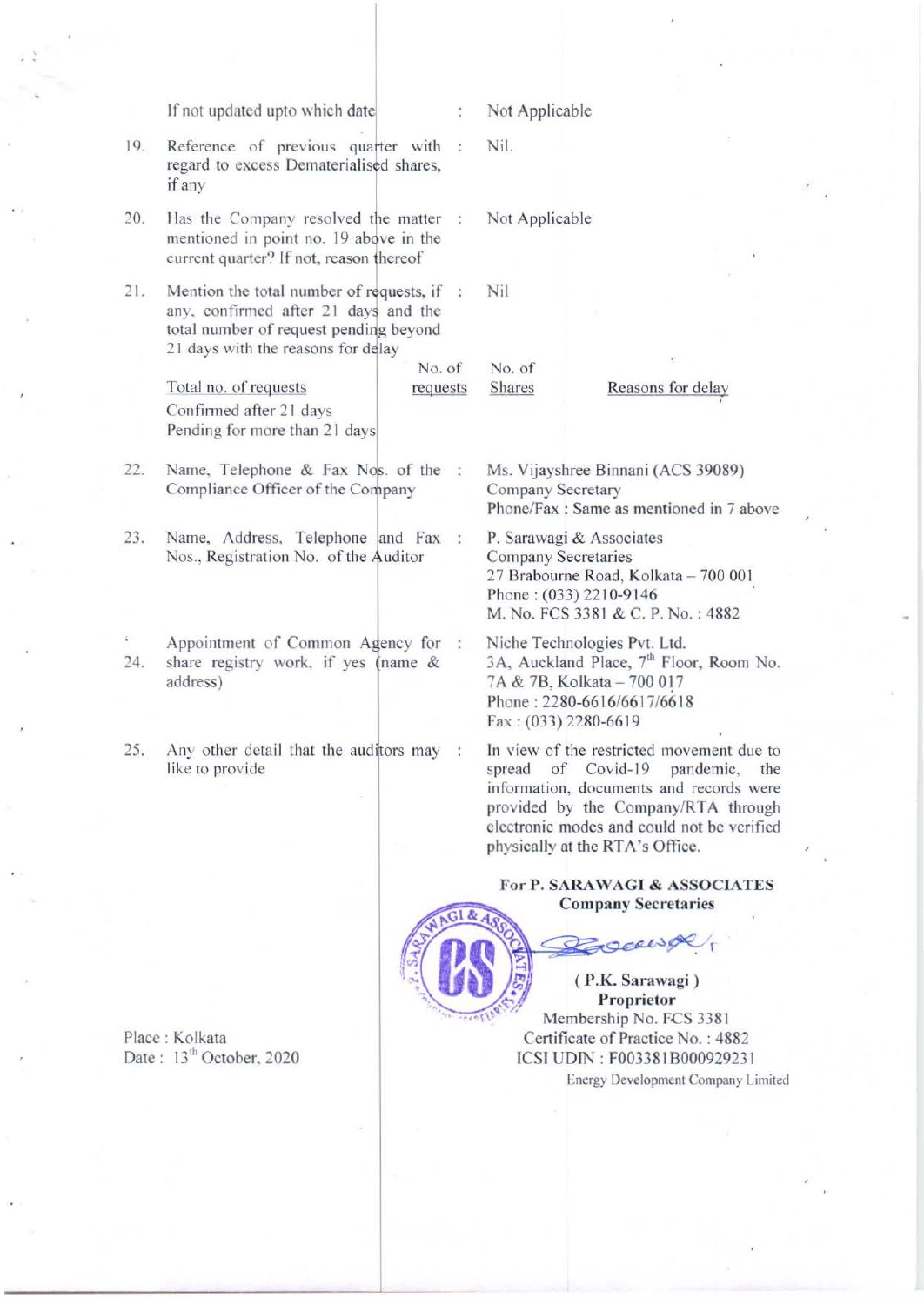| | | | |
|---|---|---|---|
| | If not updated upto which date | : | Not Applicable |
| 19. | Reference of previous quarter with regard to excess Dematerialised shares, if any | : | Nil. |
| 20. | Has the Company resolved the matter mentioned in point no. 19 above in the current quarter? If not, reason thereof | : | Not Applicable |
| 21. | Mention the total number of requests, if any, confirmed after 21 days and the total number of request pending beyond 21 days with the reasons for delay | : | Nil |

| Total no. of requests | No. of requests | No. of Shares | Reasons for delay |
|---|---|---|---|
| Confirmed after 21 days | | | |
| Pending for more than 21 days | | | |

| | | | |
|---|---|---|---|
| 22. | Name, Telephone & Fax Nos. of the Compliance Officer of the Company | : | Ms. Vijayshree Binnani (ACS 39089)<br>Company Secretary<br>Phone/Fax : Same as mentioned in 7 above |
| 23. | Name, Address, Telephone and Fax Nos., Registration No. of the Auditor | : | P. Sarawagi & Associates<br>Company Secretaries<br>27 Brabourne Road, Kolkata – 700 001<br>Phone : (033) 2210-9146<br>M. No. FCS 3381 & C. P. No. : 4882 |
| 24. | Appointment of Common Agency for share registry work, if yes (name & address) | : | Niche Technologies Pvt. Ltd.<br>3A, Auckland Place, 7th Floor, Room No. 7A & 7B, Kolkata – 700 017<br>Phone : 2280-6616/6617/6618<br>Fax : (033) 2280-6619 |
| 25. | Any other detail that the auditors may like to provide | : | In view of the restricted movement due to spread of Covid-19 pandemic, the information, documents and records were provided by the Company/RTA through electronic modes and could not be verified physically at the RTA's Office. |

**For P. SARAWAGI & ASSOCIATES**
**Company Secretaries**

( P.K. Sarawagi )
**Proprietor**
Membership No. FCS 3381
Certificate of Practice No. : 4882
ICSI UDIN : F003381B000929231

Place : Kolkata
Date : 13th October, 2020

Energy Development Company Limited